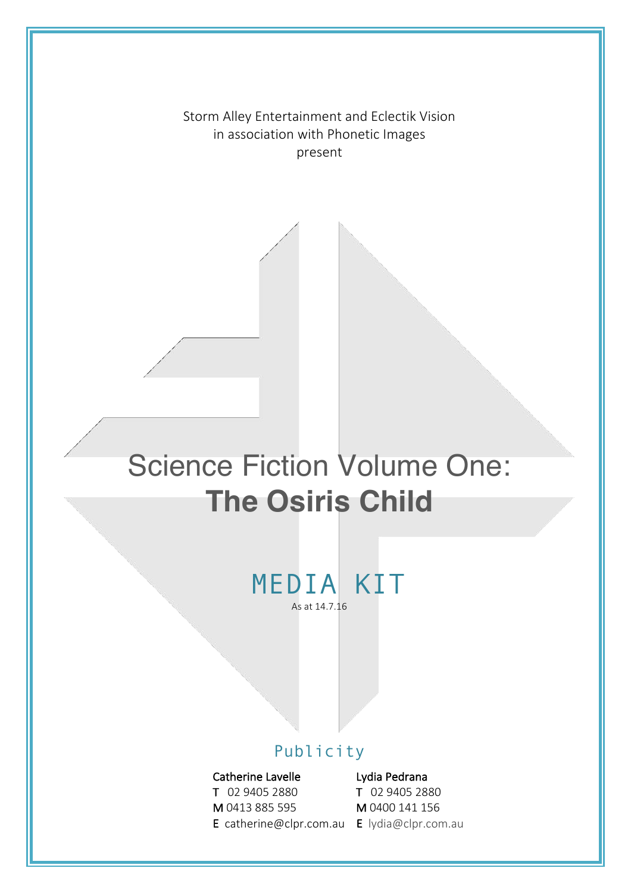Storm Alley Entertainment and Eclectik Vision
in association with Phonetic Images
present

# Science Fiction Volume One: **The Osiris Child**

## MEDIA KIT

As at 14.7.16

## Publicity

**Catherine Lavelle**
T 02 9405 2880
M 0413 885 595
E catherine@clpr.com.au

**Lydia Pedrana**
T 02 9405 2880
M 0400 141 156
E lydia@clpr.com.au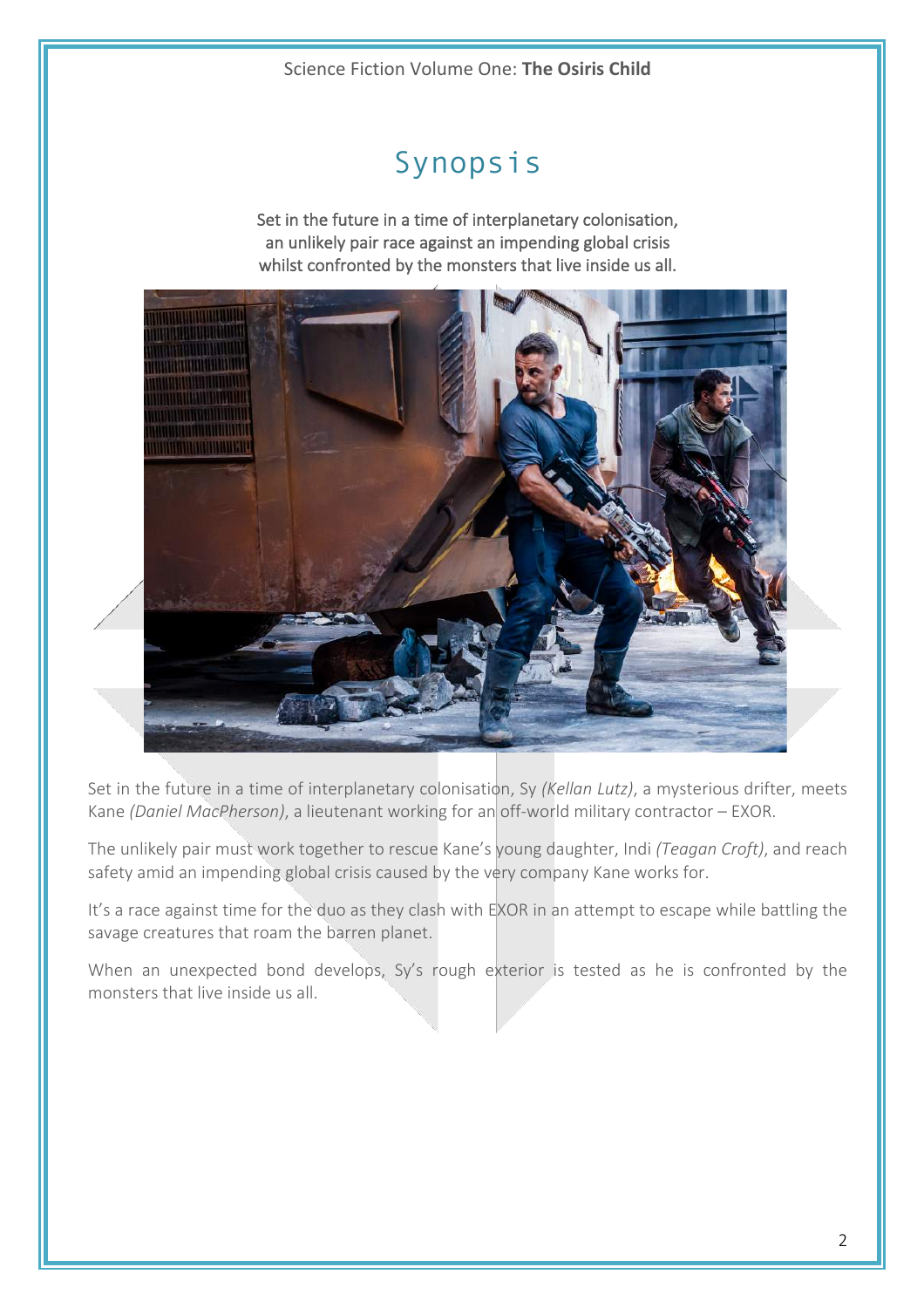# Synopsis

Set in the future in a time of interplanetary colonisation, an unlikely pair race against an impending global crisis whilst confronted by the monsters that live inside us all.

Set in the future in a time of interplanetary colonisation, Sy *(Kellan Lutz)*, a mysterious drifter, meets Kane *(Daniel MacPherson)*, a lieutenant working for an off-world military contractor – EXOR.

The unlikely pair must work together to rescue Kane's young daughter, Indi *(Teagan Croft)*, and reach safety amid an impending global crisis caused by the very company Kane works for.

It's a race against time for the duo as they clash with EXOR in an attempt to escape while battling the savage creatures that roam the barren planet.

When an unexpected bond develops, Sy's rough exterior is tested as he is confronted by the monsters that live inside us all.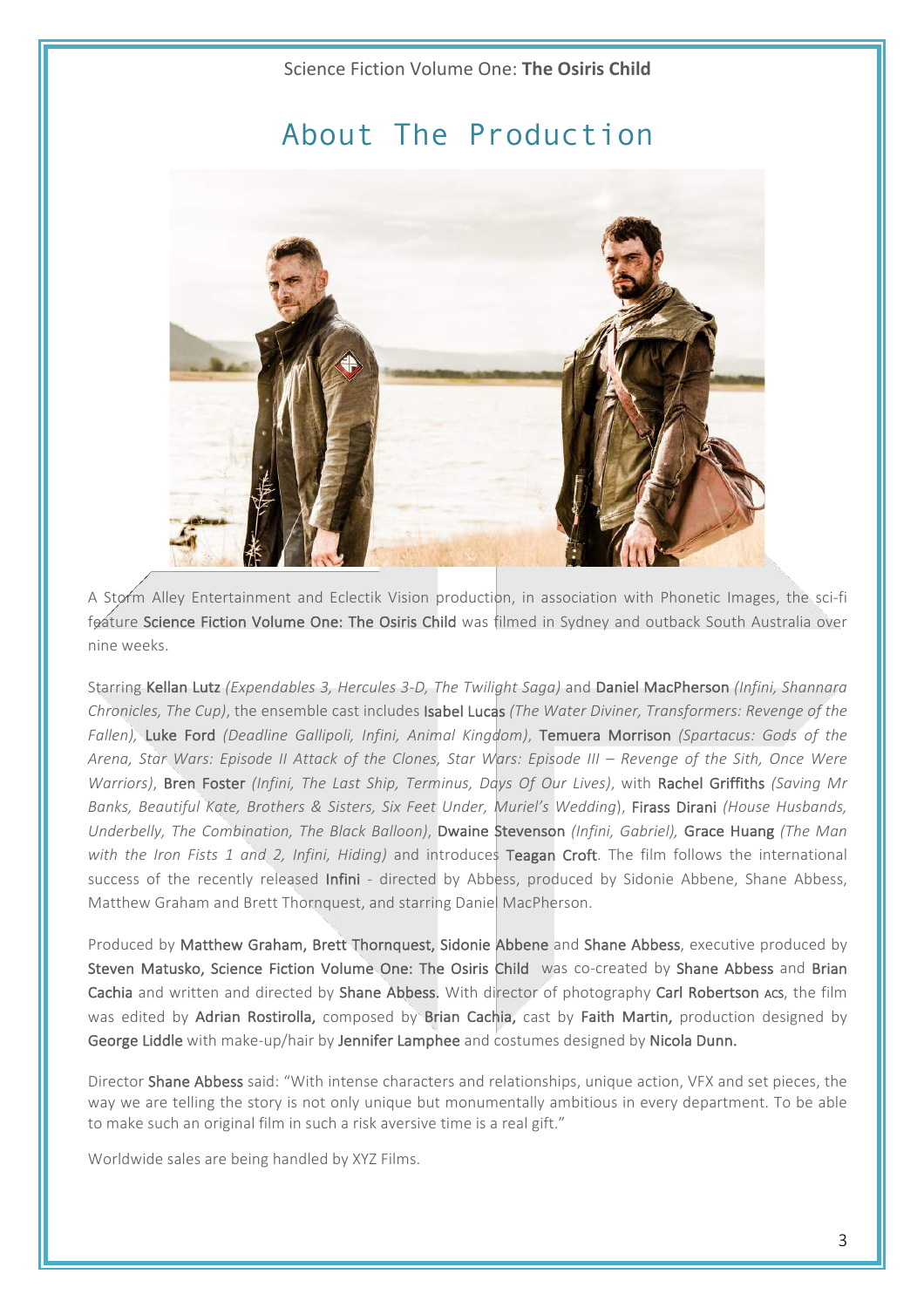# About The Production

A Storm Alley Entertainment and Eclectik Vision production, in association with Phonetic Images, the sci-fi feature **Science Fiction Volume One: The Osiris Child** was filmed in Sydney and outback South Australia over nine weeks.

Starring **Kellan Lutz** *(Expendables 3, Hercules 3-D, The Twilight Saga)* and **Daniel MacPherson** *(Infini, Shannara Chronicles, The Cup)*, the ensemble cast includes **Isabel Lucas** *(The Water Diviner, Transformers: Revenge of the Fallen)*, **Luke Ford** *(Deadline Gallipoli, Infini, Animal Kingdom)*, **Temuera Morrison** *(Spartacus: Gods of the Arena, Star Wars: Episode II Attack of the Clones, Star Wars: Episode III – Revenge of the Sith, Once Were Warriors)*, **Bren Foster** *(Infini, The Last Ship, Terminus, Days Of Our Lives)*, with **Rachel Griffiths** *(Saving Mr Banks, Beautiful Kate, Brothers & Sisters, Six Feet Under, Muriel's Wedding)*, **Firass Dirani** *(House Husbands, Underbelly, The Combination, The Black Balloon)*, **Dwaine Stevenson** *(Infini, Gabriel)*, **Grace Huang** *(The Man with the Iron Fists 1 and 2, Infini, Hiding)* and introduces **Teagan Croft**. The film follows the international success of the recently released **Infini** - directed by Abbess, produced by Sidonie Abbene, Shane Abbess, Matthew Graham and Brett Thornquest, and starring Daniel MacPherson.

Produced by **Matthew Graham, Brett Thornquest, Sidonie Abbene** and **Shane Abbess**, executive produced by **Steven Matusko, Science Fiction Volume One: The Osiris Child** was co-created by **Shane Abbess** and **Brian Cachia** and written and directed by **Shane Abbess.** With director of photography **Carl Robertson** ACS, the film was edited by **Adrian Rostirolla,** composed by **Brian Cachia,** cast by **Faith Martin,** production designed by **George Liddle** with make-up/hair by **Jennifer Lamphee** and costumes designed by **Nicola Dunn.**

Director **Shane Abbess** said: "With intense characters and relationships, unique action, VFX and set pieces, the way we are telling the story is not only unique but monumentally ambitious in every department. To be able to make such an original film in such a risk aversive time is a real gift."

Worldwide sales are being handled by XYZ Films.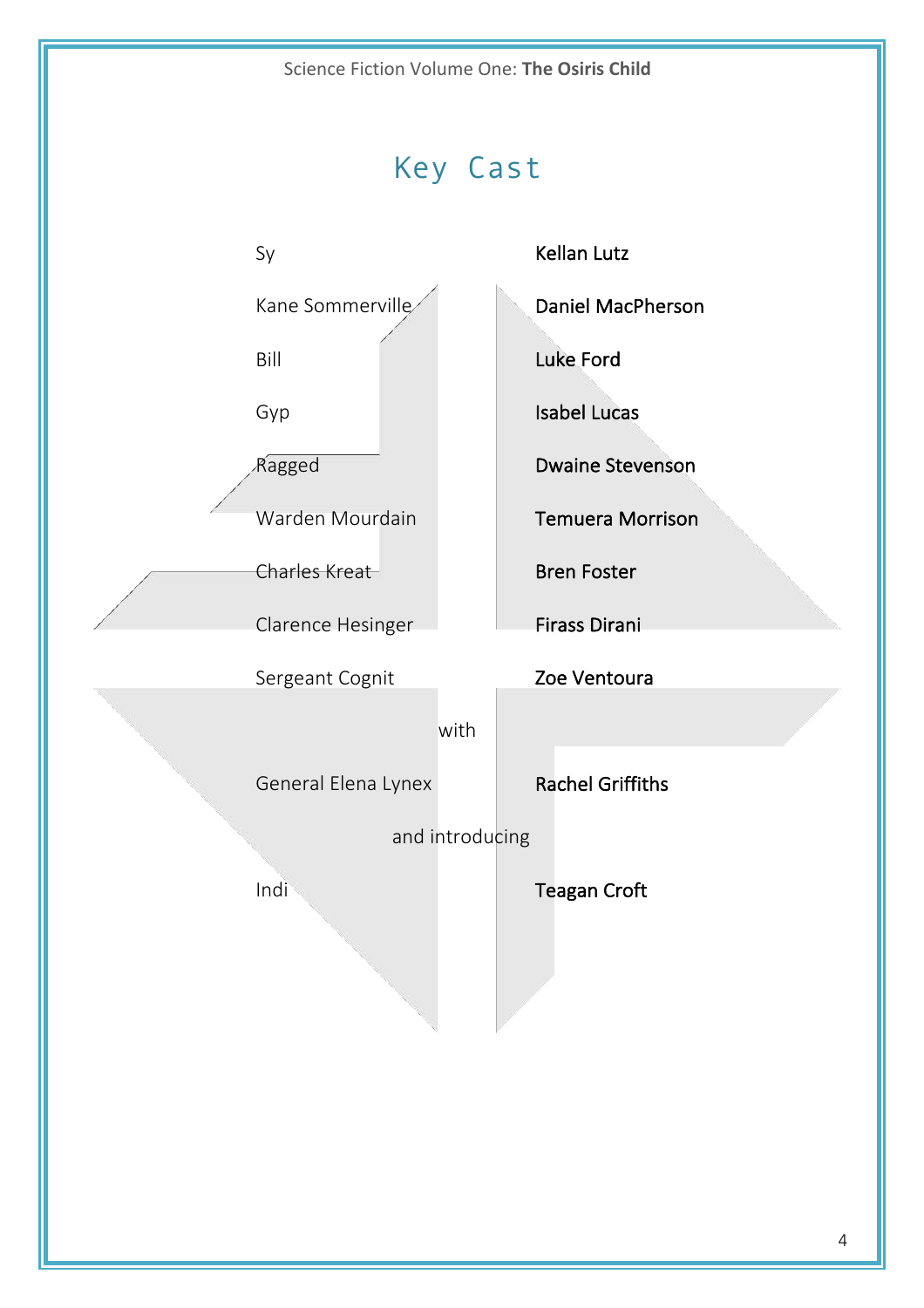# Key Cast

| | |
|---|---|
| Sy | Kellan Lutz |
| Kane Sommerville | Daniel MacPherson |
| Bill | Luke Ford |
| Gyp | Isabel Lucas |
| Ragged | Dwaine Stevenson |
| Warden Mourdain | Temuera Morrison |
| Charles Kreat | Bren Foster |
| Clarence Hesinger | Firass Dirani |
| Sergeant Cognit | Zoe Ventoura |

with

| | |
|---|---|
| General Elena Lynex | Rachel Griffiths |

and introducing

| | |
|---|---|
| Indi | Teagan Croft |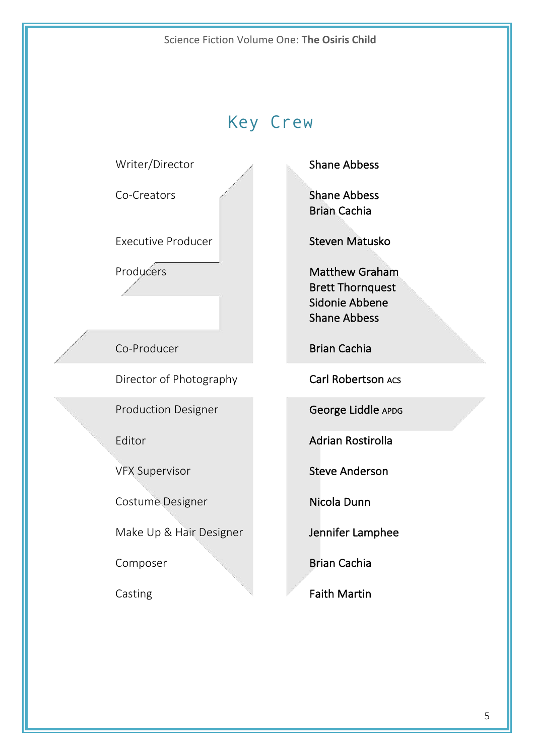## Key Crew

| Role | Name |
|---|---|
| Writer/Director | Shane Abbess |
| Co-Creators | Shane Abbess<br>Brian Cachia |
| Executive Producer | Steven Matusko |
| Producers | Matthew Graham<br>Brett Thornquest<br>Sidonie Abbene<br>Shane Abbess |
| Co-Producer | Brian Cachia |
| Director of Photography | Carl Robertson ACS |
| Production Designer | George Liddle APDG |
| Editor | Adrian Rostirolla |
| VFX Supervisor | Steve Anderson |
| Costume Designer | Nicola Dunn |
| Make Up & Hair Designer | Jennifer Lamphee |
| Composer | Brian Cachia |
| Casting | Faith Martin |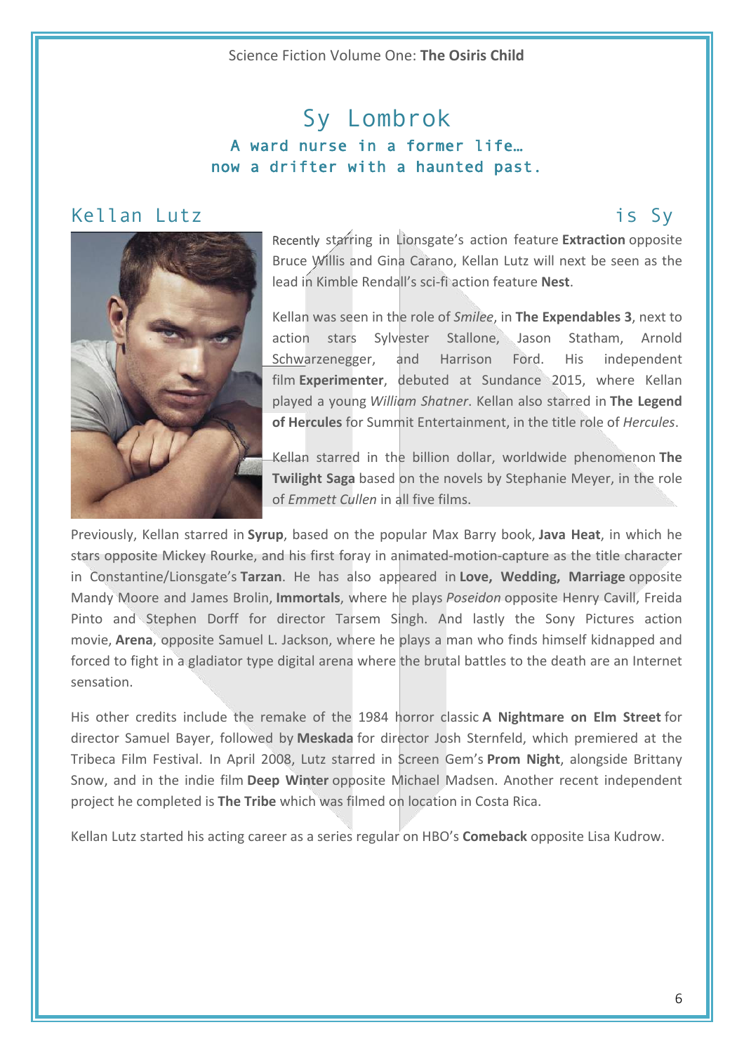# Sy Lombrok

### A ward nurse in a former life… now a drifter with a haunted past.

## Kellan Lutz is Sy

Recently starring in Lionsgate's action feature **Extraction** opposite Bruce Willis and Gina Carano, Kellan Lutz will next be seen as the lead in Kimble Rendall's sci-fi action feature **Nest**.

Kellan was seen in the role of *Smilee*, in **The Expendables 3**, next to action stars Sylvester Stallone, Jason Statham, Arnold Schwarzenegger, and Harrison Ford. His independent film **Experimenter**, debuted at Sundance 2015, where Kellan played a young *William Shatner*. Kellan also starred in **The Legend of Hercules** for Summit Entertainment, in the title role of *Hercules*.

Kellan starred in the billion dollar, worldwide phenomenon **The Twilight Saga** based on the novels by Stephanie Meyer, in the role of *Emmett Cullen* in all five films.

Previously, Kellan starred in **Syrup**, based on the popular Max Barry book, **Java Heat**, in which he stars opposite Mickey Rourke, and his first foray in animated-motion-capture as the title character in Constantine/Lionsgate's **Tarzan**. He has also appeared in **Love, Wedding, Marriage** opposite Mandy Moore and James Brolin, **Immortals**, where he plays *Poseidon* opposite Henry Cavill, Freida Pinto and Stephen Dorff for director Tarsem Singh. And lastly the Sony Pictures action movie, **Arena**, opposite Samuel L. Jackson, where he plays a man who finds himself kidnapped and forced to fight in a gladiator type digital arena where the brutal battles to the death are an Internet sensation.

His other credits include the remake of the 1984 horror classic **A Nightmare on Elm Street** for director Samuel Bayer, followed by **Meskada** for director Josh Sternfeld, which premiered at the Tribeca Film Festival. In April 2008, Lutz starred in Screen Gem's **Prom Night**, alongside Brittany Snow, and in the indie film **Deep Winter** opposite Michael Madsen. Another recent independent project he completed is **The Tribe** which was filmed on location in Costa Rica.

Kellan Lutz started his acting career as a series regular on HBO's **Comeback** opposite Lisa Kudrow.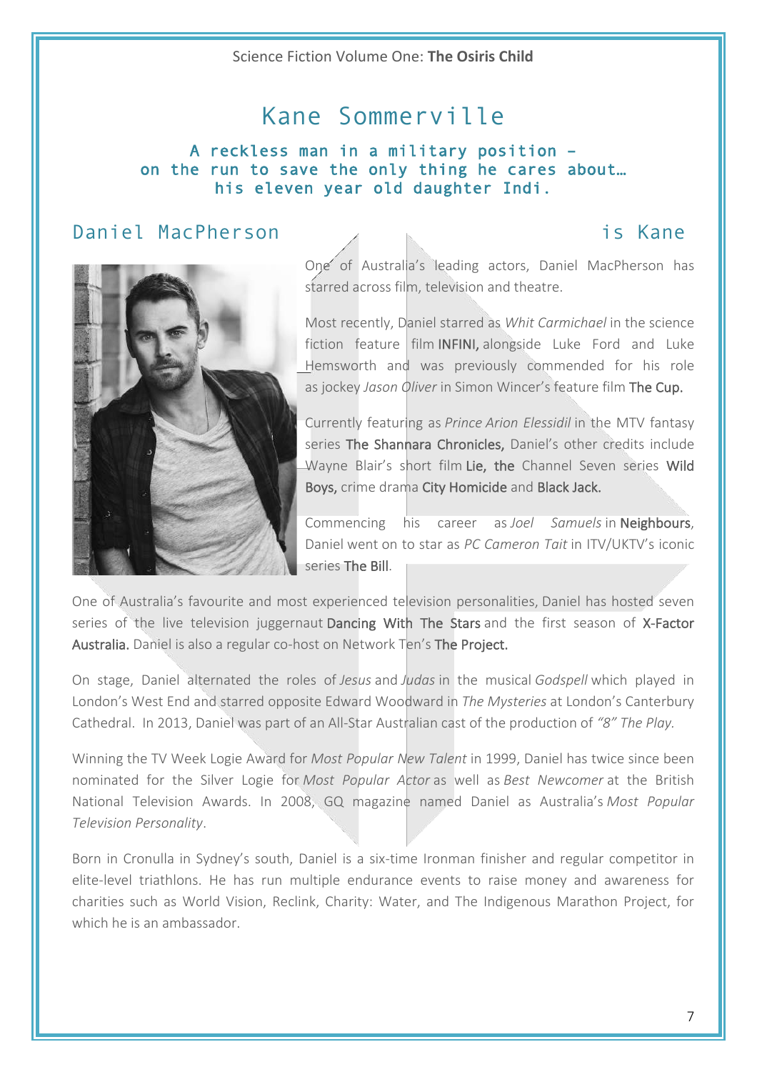# Kane Sommerville

**A reckless man in a military position – on the run to save the only thing he cares about… his eleven year old daughter Indi.**

## Daniel MacPherson is Kane

One of Australia's leading actors, Daniel MacPherson has starred across film, television and theatre.

Most recently, Daniel starred as *Whit Carmichael* in the science fiction feature film INFINI, alongside Luke Ford and Luke Hemsworth and was previously commended for his role as jockey *Jason Oliver* in Simon Wincer's feature film The Cup.

Currently featuring as *Prince Arion Elessidil* in the MTV fantasy series The Shannara Chronicles, Daniel's other credits include Wayne Blair's short film Lie, the Channel Seven series Wild Boys, crime drama City Homicide and Black Jack.

Commencing his career as *Joel Samuels* in Neighbours, Daniel went on to star as *PC Cameron Tait* in ITV/UKTV's iconic series The Bill.

One of Australia's favourite and most experienced television personalities, Daniel has hosted seven series of the live television juggernaut Dancing With The Stars and the first season of X-Factor Australia. Daniel is also a regular co-host on Network Ten's The Project.

On stage, Daniel alternated the roles of *Jesus* and *Judas* in the musical *Godspell* which played in London's West End and starred opposite Edward Woodward in *The Mysteries* at London's Canterbury Cathedral. In 2013, Daniel was part of an All-Star Australian cast of the production of *"8" The Play.*

Winning the TV Week Logie Award for *Most Popular New Talent* in 1999, Daniel has twice since been nominated for the Silver Logie for *Most Popular Actor* as well as *Best Newcomer* at the British National Television Awards. In 2008, GQ magazine named Daniel as Australia's *Most Popular Television Personality*.

Born in Cronulla in Sydney's south, Daniel is a six-time Ironman finisher and regular competitor in elite-level triathlons. He has run multiple endurance events to raise money and awareness for charities such as World Vision, Reclink, Charity: Water, and The Indigenous Marathon Project, for which he is an ambassador.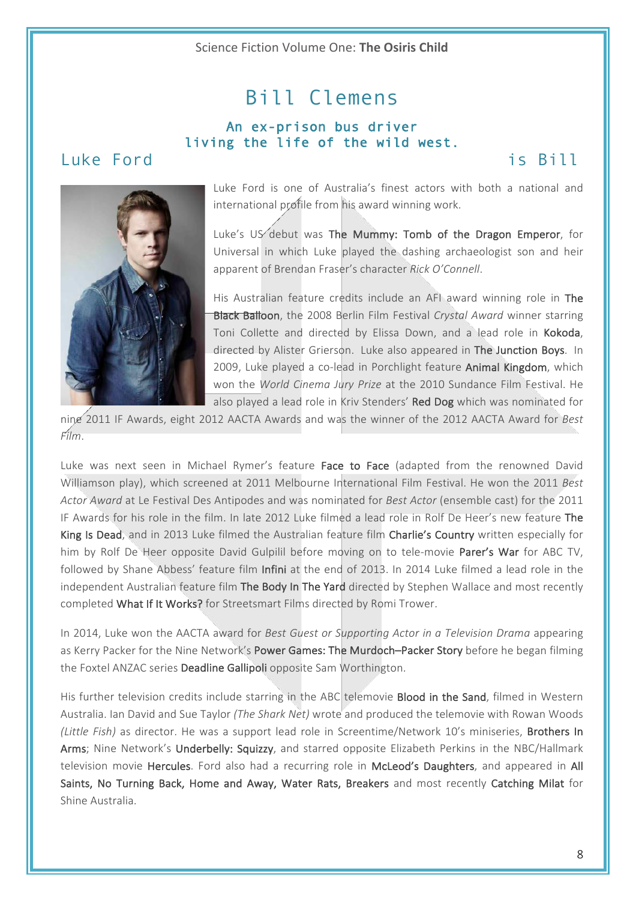# Bill Clemens

## An ex-prison bus driver living the life of the wild west.

## Luke Ford is Bill

Luke Ford is one of Australia's finest actors with both a national and international profile from his award winning work.

Luke's US debut was **The Mummy: Tomb of the Dragon Emperor**, for Universal in which Luke played the dashing archaeologist son and heir apparent of Brendan Fraser's character *Rick O'Connell*.

His Australian feature credits include an AFI award winning role in **The Black Balloon**, the 2008 Berlin Film Festival *Crystal Award* winner starring Toni Collette and directed by Elissa Down, and a lead role in **Kokoda**, directed by Alister Grierson. Luke also appeared in **The Junction Boys**. In 2009, Luke played a co-lead in Porchlight feature **Animal Kingdom**, which won the *World Cinema Jury Prize* at the 2010 Sundance Film Festival. He also played a lead role in Kriv Stenders' **Red Dog** which was nominated for nine 2011 IF Awards, eight 2012 AACTA Awards and was the winner of the 2012 AACTA Award for *Best Film*.

Luke was next seen in Michael Rymer's feature **Face to Face** (adapted from the renowned David Williamson play), which screened at 2011 Melbourne International Film Festival. He won the 2011 *Best Actor Award* at Le Festival Des Antipodes and was nominated for *Best Actor* (ensemble cast) for the 2011 IF Awards for his role in the film. In late 2012 Luke filmed a lead role in Rolf De Heer's new feature **The King Is Dead**, and in 2013 Luke filmed the Australian feature film **Charlie's Country** written especially for him by Rolf De Heer opposite David Gulpilil before moving on to tele-movie **Parer's War** for ABC TV, followed by Shane Abbess' feature film **Infini** at the end of 2013. In 2014 Luke filmed a lead role in the independent Australian feature film **The Body In The Yard** directed by Stephen Wallace and most recently completed **What If It Works?** for Streetsmart Films directed by Romi Trower.

In 2014, Luke won the AACTA award for *Best Guest or Supporting Actor in a Television Drama* appearing as Kerry Packer for the Nine Network's **Power Games: The Murdoch–Packer Story** before he began filming the Foxtel ANZAC series **Deadline Gallipoli** opposite Sam Worthington.

His further television credits include starring in the ABC telemovie **Blood in the Sand**, filmed in Western Australia. Ian David and Sue Taylor *(The Shark Net)* wrote and produced the telemovie with Rowan Woods *(Little Fish)* as director. He was a support lead role in Screentime/Network 10's miniseries, **Brothers In Arms**; Nine Network's **Underbelly: Squizzy**, and starred opposite Elizabeth Perkins in the NBC/Hallmark television movie **Hercules**. Ford also had a recurring role in **McLeod's Daughters**, and appeared in **All Saints, No Turning Back, Home and Away, Water Rats, Breakers** and most recently **Catching Milat** for Shine Australia.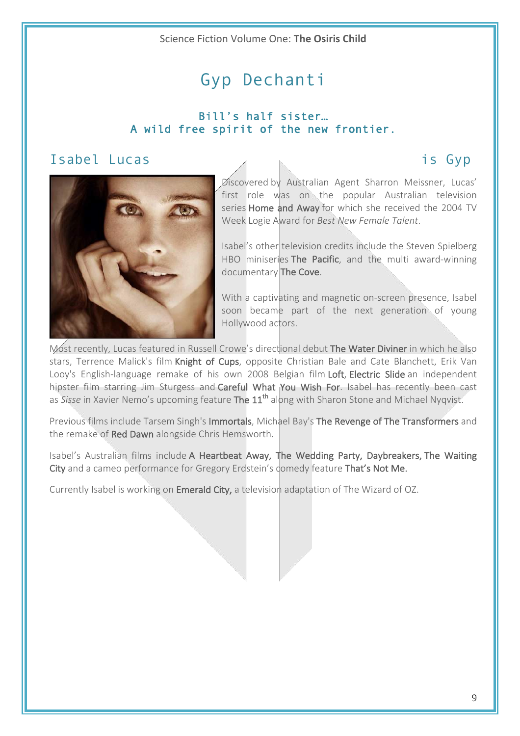# Gyp Dechanti

### Bill's half sister…
### A wild free spirit of the new frontier.

## Isabel Lucas is Gyp

Discovered by Australian Agent Sharron Meissner, Lucas' first role was on the popular Australian television series Home and Away for which she received the 2004 TV Week Logie Award for *Best New Female Talent*.

Isabel's other television credits include the Steven Spielberg HBO miniseries The Pacific, and the multi award-winning documentary The Cove.

With a captivating and magnetic on-screen presence, Isabel soon became part of the next generation of young Hollywood actors.

Most recently, Lucas featured in Russell Crowe's directional debut The Water Diviner in which he also stars, Terrence Malick's film Knight of Cups, opposite Christian Bale and Cate Blanchett, Erik Van Looy's English-language remake of his own 2008 Belgian film Loft, Electric Slide an independent hipster film starring Jim Sturgess and Careful What You Wish For. Isabel has recently been cast as *Sisse* in Xavier Nemo's upcoming feature The 11th along with Sharon Stone and Michael Nyqvist.

Previous films include Tarsem Singh's Immortals, Michael Bay's The Revenge of The Transformers and the remake of Red Dawn alongside Chris Hemsworth.

Isabel's Australian films include A Heartbeat Away, The Wedding Party, Daybreakers, The Waiting City and a cameo performance for Gregory Erdstein's comedy feature That's Not Me.

Currently Isabel is working on Emerald City, a television adaptation of The Wizard of OZ.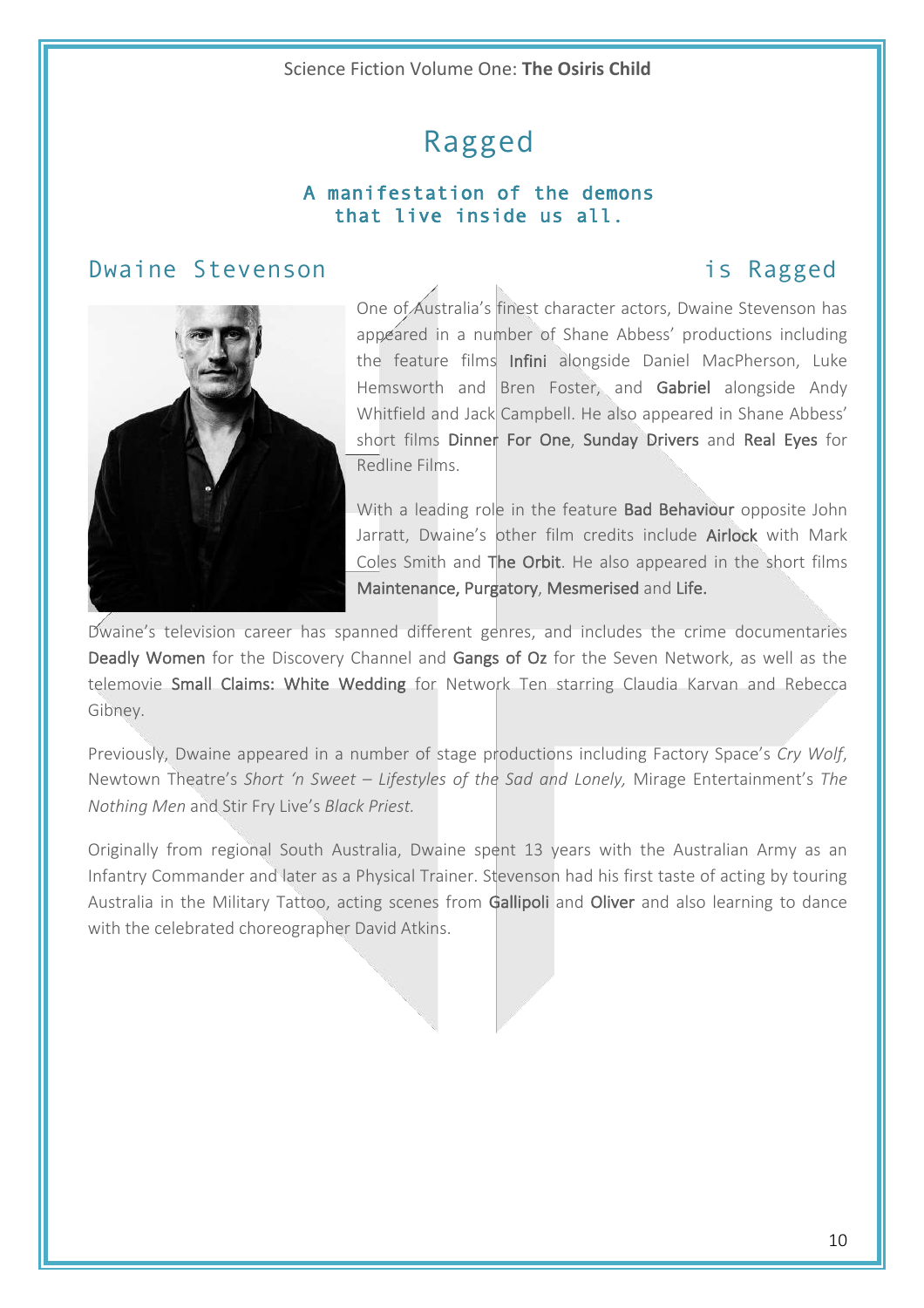# Ragged

### A manifestation of the demons that live inside us all.

## Dwaine Stevenson is Ragged

One of Australia's finest character actors, Dwaine Stevenson has appeared in a number of Shane Abbess' productions including the feature films **Infini** alongside Daniel MacPherson, Luke Hemsworth and Bren Foster, and **Gabriel** alongside Andy Whitfield and Jack Campbell. He also appeared in Shane Abbess' short films **Dinner For One**, **Sunday Drivers** and **Real Eyes** for Redline Films.

With a leading role in the feature **Bad Behaviour** opposite John Jarratt, Dwaine's other film credits include **Airlock** with Mark Coles Smith and **The Orbit**. He also appeared in the short films **Maintenance, Purgatory**, **Mesmerised** and **Life.**

Dwaine's television career has spanned different genres, and includes the crime documentaries **Deadly Women** for the Discovery Channel and **Gangs of Oz** for the Seven Network, as well as the telemovie **Small Claims: White Wedding** for Network Ten starring Claudia Karvan and Rebecca Gibney.

Previously, Dwaine appeared in a number of stage productions including Factory Space's *Cry Wolf*, Newtown Theatre's *Short 'n Sweet – Lifestyles of the Sad and Lonely,* Mirage Entertainment's *The Nothing Men* and Stir Fry Live's *Black Priest.*

Originally from regional South Australia, Dwaine spent 13 years with the Australian Army as an Infantry Commander and later as a Physical Trainer. Stevenson had his first taste of acting by touring Australia in the Military Tattoo, acting scenes from **Gallipoli** and **Oliver** and also learning to dance with the celebrated choreographer David Atkins.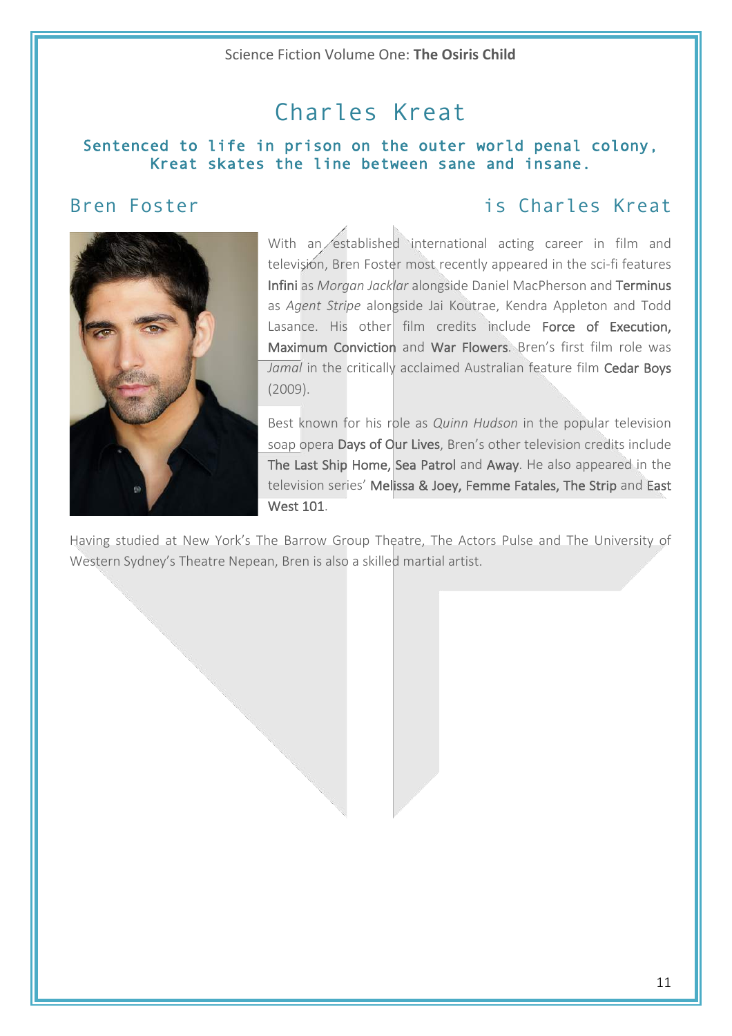# Charles Kreat

**Sentenced to life in prison on the outer world penal colony, Kreat skates the line between sane and insane.**

## Bren Foster is Charles Kreat

With an established international acting career in film and television, Bren Foster most recently appeared in the sci-fi features **Infini** as *Morgan Jacklar* alongside Daniel MacPherson and **Terminus** as *Agent Stripe* alongside Jai Koutrae, Kendra Appleton and Todd Lasance. His other film credits include **Force of Execution, Maximum Conviction** and **War Flowers**. Bren's first film role was *Jamal* in the critically acclaimed Australian feature film **Cedar Boys** (2009).

Best known for his role as *Quinn Hudson* in the popular television soap opera **Days of Our Lives**, Bren's other television credits include **The Last Ship Home, Sea Patrol** and **Away**. He also appeared in the television series' **Melissa & Joey, Femme Fatales, The Strip** and **East West 101**.

Having studied at New York's The Barrow Group Theatre, The Actors Pulse and The University of Western Sydney's Theatre Nepean, Bren is also a skilled martial artist.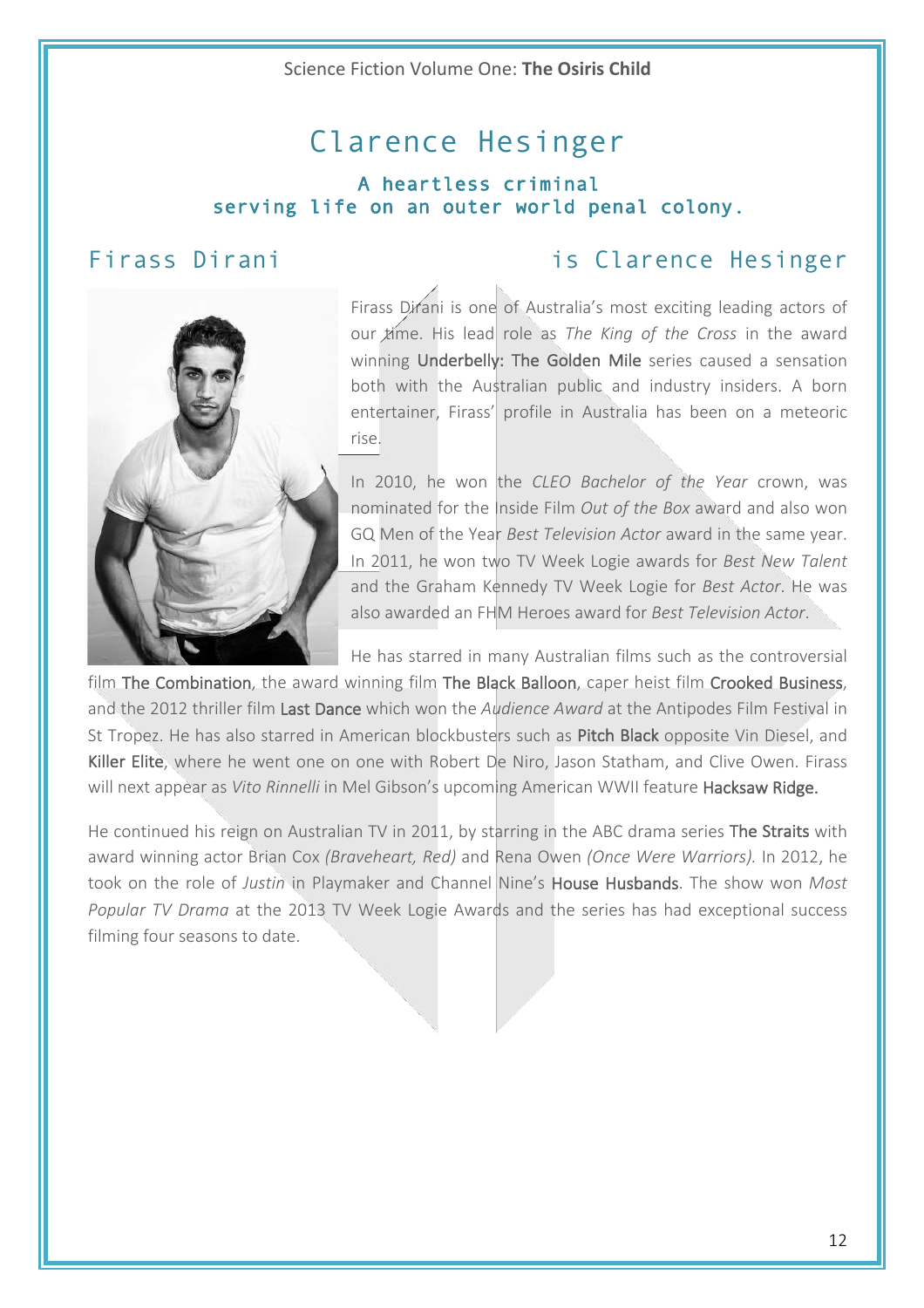# Clarence Hesinger

**A heartless criminal serving life on an outer world penal colony.**

## Firass Dirani is Clarence Hesinger

Firass Dirani is one of Australia's most exciting leading actors of our time. His lead role as *The King of the Cross* in the award winning Underbelly: The Golden Mile series caused a sensation both with the Australian public and industry insiders. A born entertainer, Firass' profile in Australia has been on a meteoric rise.

In 2010, he won the *CLEO Bachelor of the Year* crown, was nominated for the Inside Film *Out of the Box* award and also won GQ Men of the Year *Best Television Actor* award in the same year. In 2011, he won two TV Week Logie awards for *Best New Talent* and the Graham Kennedy TV Week Logie for *Best Actor*. He was also awarded an FHM Heroes award for *Best Television Actor*.

He has starred in many Australian films such as the controversial film The Combination, the award winning film The Black Balloon, caper heist film Crooked Business, and the 2012 thriller film Last Dance which won the *Audience Award* at the Antipodes Film Festival in St Tropez. He has also starred in American blockbusters such as Pitch Black opposite Vin Diesel, and Killer Elite, where he went one on one with Robert De Niro, Jason Statham, and Clive Owen. Firass will next appear as *Vito Rinnelli* in Mel Gibson's upcoming American WWII feature Hacksaw Ridge.

He continued his reign on Australian TV in 2011, by starring in the ABC drama series The Straits with award winning actor Brian Cox *(Braveheart, Red)* and Rena Owen *(Once Were Warriors).* In 2012, he took on the role of *Justin* in Playmaker and Channel Nine's House Husbands. The show won *Most Popular TV Drama* at the 2013 TV Week Logie Awards and the series has had exceptional success filming four seasons to date.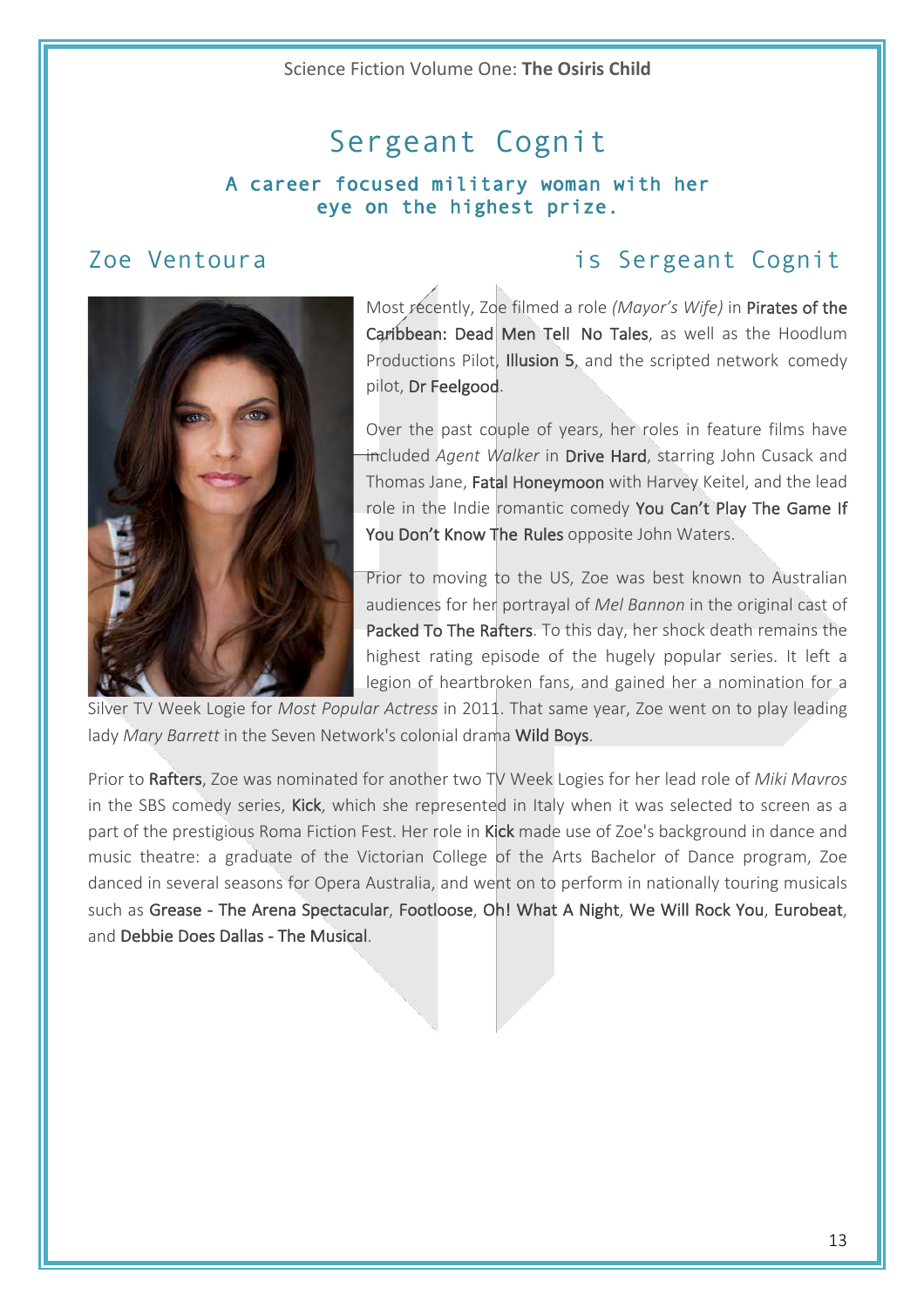# Sergeant Cognit

**A career focused military woman with her eye on the highest prize.**

## Zoe Ventoura is Sergeant Cognit

Most recently, Zoe filmed a role *(Mayor's Wife)* in Pirates of the Caribbean: Dead Men Tell No Tales, as well as the Hoodlum Productions Pilot, Illusion 5, and the scripted network comedy pilot, Dr Feelgood.

Over the past couple of years, her roles in feature films have included *Agent Walker* in Drive Hard, starring John Cusack and Thomas Jane, Fatal Honeymoon with Harvey Keitel, and the lead role in the Indie romantic comedy You Can't Play The Game If You Don't Know The Rules opposite John Waters.

Prior to moving to the US, Zoe was best known to Australian audiences for her portrayal of *Mel Bannon* in the original cast of Packed To The Rafters. To this day, her shock death remains the highest rating episode of the hugely popular series. It left a legion of heartbroken fans, and gained her a nomination for a Silver TV Week Logie for *Most Popular Actress* in 2011. That same year, Zoe went on to play leading lady *Mary Barrett* in the Seven Network's colonial drama Wild Boys.

Prior to Rafters, Zoe was nominated for another two TV Week Logies for her lead role of *Miki Mavros* in the SBS comedy series, Kick, which she represented in Italy when it was selected to screen as a part of the prestigious Roma Fiction Fest. Her role in Kick made use of Zoe's background in dance and music theatre: a graduate of the Victorian College of the Arts Bachelor of Dance program, Zoe danced in several seasons for Opera Australia, and went on to perform in nationally touring musicals such as Grease - The Arena Spectacular, Footloose, Oh! What A Night, We Will Rock You, Eurobeat, and Debbie Does Dallas - The Musical.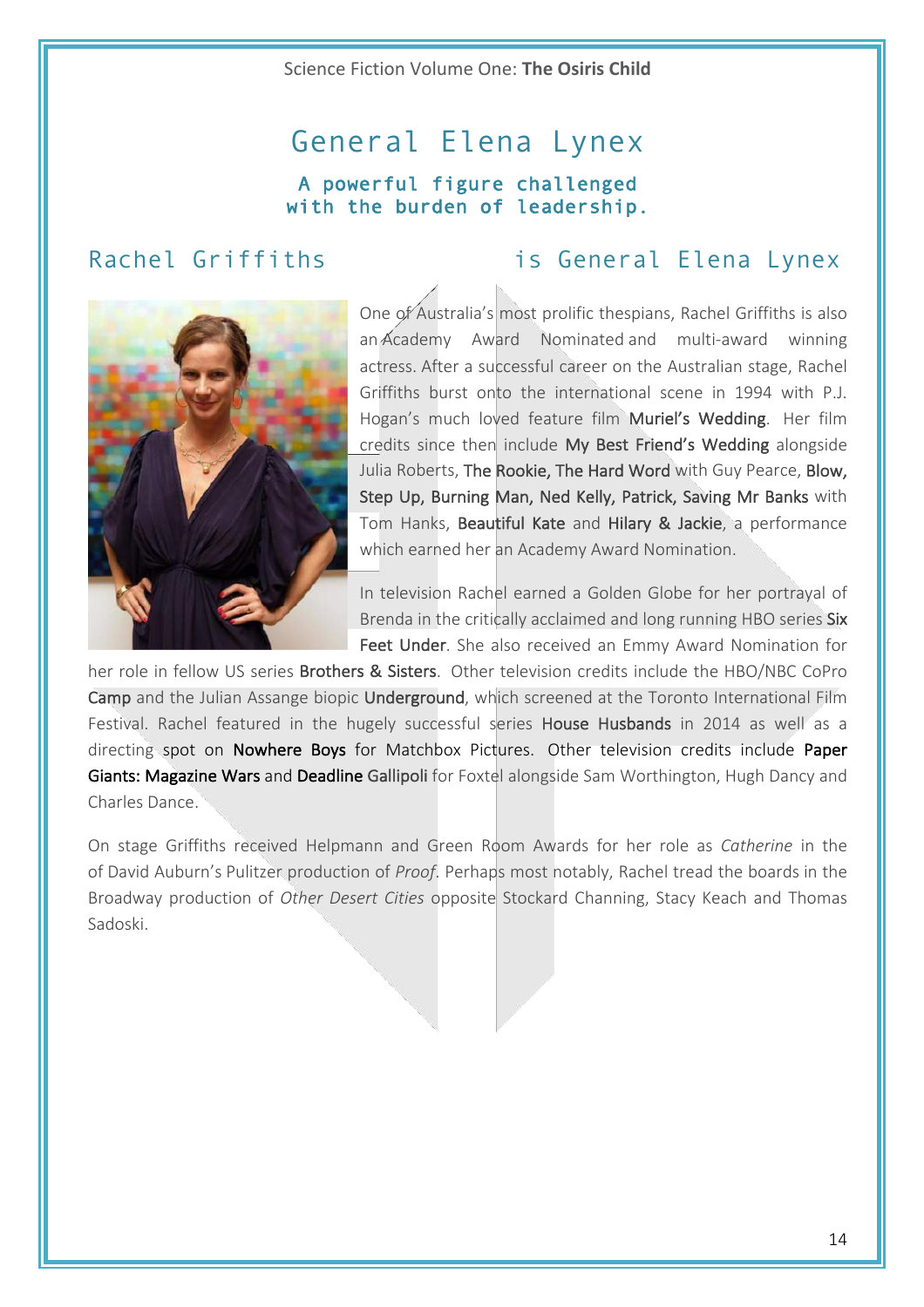# General Elena Lynex

**A powerful figure challenged with the burden of leadership.**

## Rachel Griffiths is General Elena Lynex

One of Australia's most prolific thespians, Rachel Griffiths is also an Academy Award Nominated and multi-award winning actress. After a successful career on the Australian stage, Rachel Griffiths burst onto the international scene in 1994 with P.J. Hogan's much loved feature film **Muriel's Wedding**. Her film credits since then include **My Best Friend's Wedding** alongside Julia Roberts, **The Rookie, The Hard Word** with Guy Pearce, **Blow, Step Up, Burning Man, Ned Kelly, Patrick, Saving Mr Banks** with Tom Hanks, **Beautiful Kate** and **Hilary & Jackie**, a performance which earned her an Academy Award Nomination.

In television Rachel earned a Golden Globe for her portrayal of Brenda in the critically acclaimed and long running HBO series **Six Feet Under**. She also received an Emmy Award Nomination for her role in fellow US series **Brothers & Sisters**. Other television credits include the HBO/NBC CoPro **Camp** and the Julian Assange biopic **Underground**, which screened at the Toronto International Film Festival. Rachel featured in the hugely successful series **House Husbands** in 2014 as well as a directing spot on **Nowhere Boys** for Matchbox Pictures. Other television credits include **Paper Giants: Magazine Wars** and **Deadline Gallipoli** for Foxtel alongside Sam Worthington, Hugh Dancy and Charles Dance.

On stage Griffiths received Helpmann and Green Room Awards for her role as *Catherine* in the of David Auburn's Pulitzer production of *Proof*. Perhaps most notably, Rachel tread the boards in the Broadway production of *Other Desert Cities* opposite Stockard Channing, Stacy Keach and Thomas Sadoski.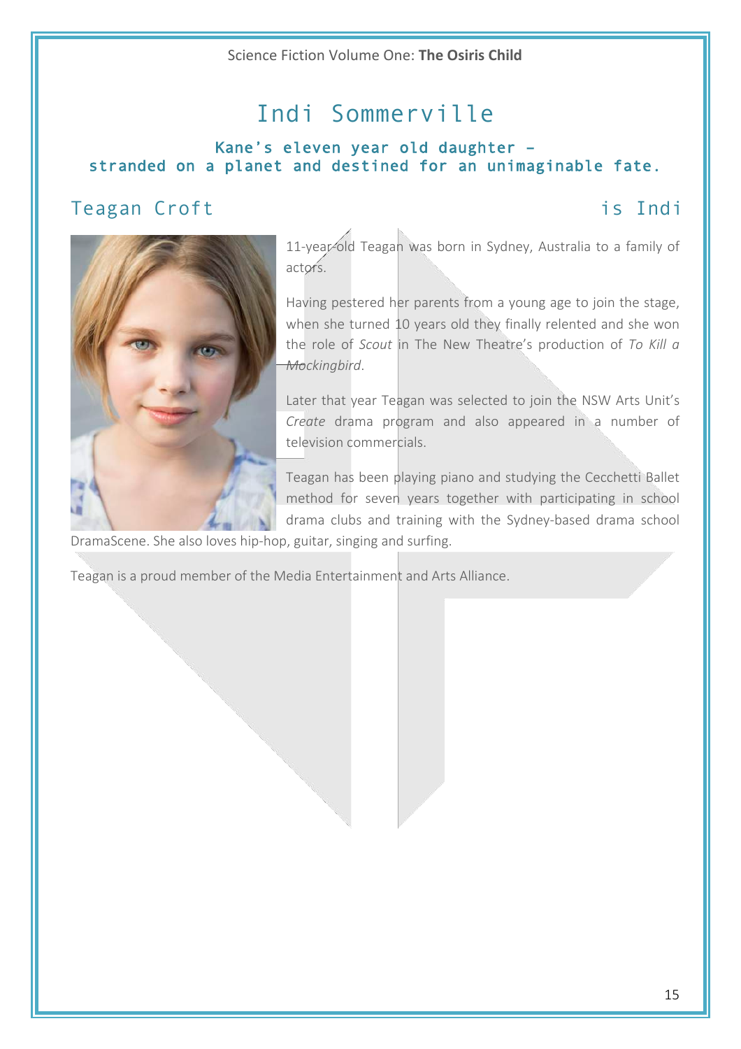# Indi Sommerville

### Kane's eleven year old daughter – stranded on a planet and destined for an unimaginable fate.

## Teagan Croft is Indi

11-year-old Teagan was born in Sydney, Australia to a family of actors.

Having pestered her parents from a young age to join the stage, when she turned 10 years old they finally relented and she won the role of *Scout* in The New Theatre's production of *To Kill a Mockingbird*.

Later that year Teagan was selected to join the NSW Arts Unit's *Create* drama program and also appeared in a number of television commercials.

Teagan has been playing piano and studying the Cecchetti Ballet method for seven years together with participating in school drama clubs and training with the Sydney-based drama school DramaScene. She also loves hip-hop, guitar, singing and surfing.

Teagan is a proud member of the Media Entertainment and Arts Alliance.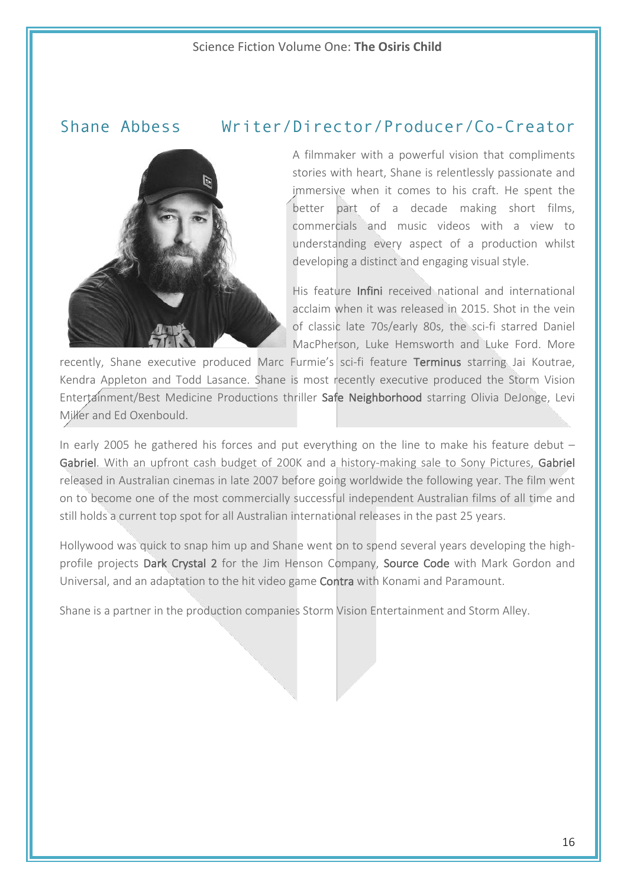## Shane Abbess Writer/Director/Producer/Co-Creator

A filmmaker with a powerful vision that compliments stories with heart, Shane is relentlessly passionate and immersive when it comes to his craft. He spent the better part of a decade making short films, commercials and music videos with a view to understanding every aspect of a production whilst developing a distinct and engaging visual style.

His feature **Infini** received national and international acclaim when it was released in 2015. Shot in the vein of classic late 70s/early 80s, the sci-fi starred Daniel MacPherson, Luke Hemsworth and Luke Ford. More recently, Shane executive produced Marc Furmie's sci-fi feature **Terminus** starring Jai Koutrae, Kendra Appleton and Todd Lasance. Shane is most recently executive produced the Storm Vision Entertainment/Best Medicine Productions thriller **Safe Neighborhood** starring Olivia DeJonge, Levi Miller and Ed Oxenbould.

In early 2005 he gathered his forces and put everything on the line to make his feature debut – **Gabriel**. With an upfront cash budget of 200K and a history-making sale to Sony Pictures, **Gabriel** released in Australian cinemas in late 2007 before going worldwide the following year. The film went on to become one of the most commercially successful independent Australian films of all time and still holds a current top spot for all Australian international releases in the past 25 years.

Hollywood was quick to snap him up and Shane went on to spend several years developing the high-profile projects **Dark Crystal 2** for the Jim Henson Company, **Source Code** with Mark Gordon and Universal, and an adaptation to the hit video game **Contra** with Konami and Paramount.

Shane is a partner in the production companies Storm Vision Entertainment and Storm Alley.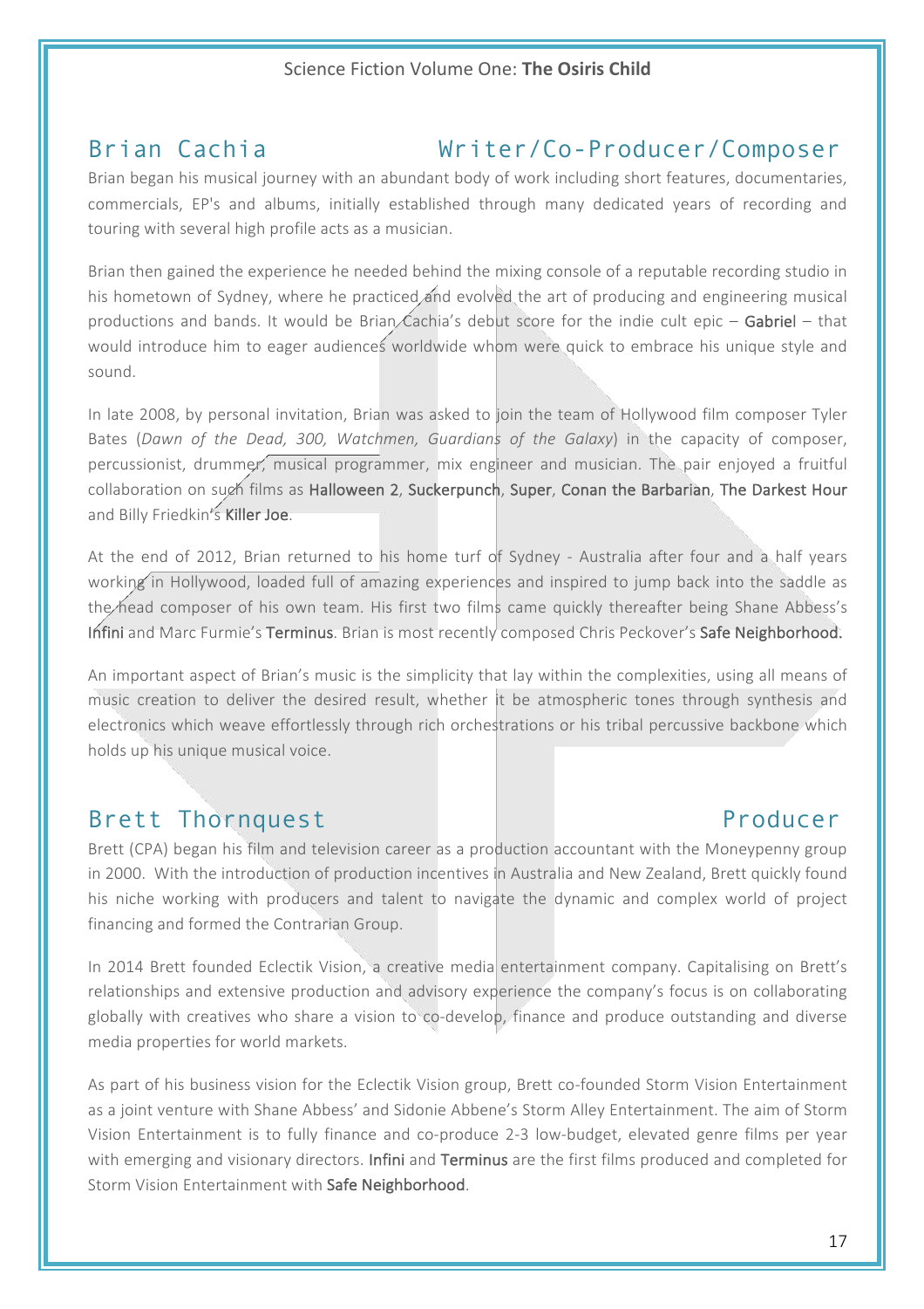## Brian Cachia — Writer/Co-Producer/Composer

Brian began his musical journey with an abundant body of work including short features, documentaries, commercials, EP's and albums, initially established through many dedicated years of recording and touring with several high profile acts as a musician.

Brian then gained the experience he needed behind the mixing console of a reputable recording studio in his hometown of Sydney, where he practiced and evolved the art of producing and engineering musical productions and bands. It would be Brian Cachia's debut score for the indie cult epic – **Gabriel** – that would introduce him to eager audiences worldwide whom were quick to embrace his unique style and sound.

In late 2008, by personal invitation, Brian was asked to join the team of Hollywood film composer Tyler Bates (*Dawn of the Dead, 300, Watchmen, Guardians of the Galaxy*) in the capacity of composer, percussionist, drummer, musical programmer, mix engineer and musician. The pair enjoyed a fruitful collaboration on such films as **Halloween 2**, **Suckerpunch**, **Super**, **Conan the Barbarian**, **The Darkest Hour** and Billy Friedkin's **Killer Joe**.

At the end of 2012, Brian returned to his home turf of Sydney - Australia after four and a half years working in Hollywood, loaded full of amazing experiences and inspired to jump back into the saddle as the head composer of his own team. His first two films came quickly thereafter being Shane Abbess's **Infini** and Marc Furmie's **Terminus**. Brian is most recently composed Chris Peckover's **Safe Neighborhood.**

An important aspect of Brian's music is the simplicity that lay within the complexities, using all means of music creation to deliver the desired result, whether it be atmospheric tones through synthesis and electronics which weave effortlessly through rich orchestrations or his tribal percussive backbone which holds up his unique musical voice.

## Brett Thornquest — Producer

Brett (CPA) began his film and television career as a production accountant with the Moneypenny group in 2000. With the introduction of production incentives in Australia and New Zealand, Brett quickly found his niche working with producers and talent to navigate the dynamic and complex world of project financing and formed the Contrarian Group.

In 2014 Brett founded Eclectik Vision, a creative media entertainment company. Capitalising on Brett's relationships and extensive production and advisory experience the company's focus is on collaborating globally with creatives who share a vision to co-develop, finance and produce outstanding and diverse media properties for world markets.

As part of his business vision for the Eclectik Vision group, Brett co-founded Storm Vision Entertainment as a joint venture with Shane Abbess' and Sidonie Abbene's Storm Alley Entertainment. The aim of Storm Vision Entertainment is to fully finance and co-produce 2-3 low-budget, elevated genre films per year with emerging and visionary directors. **Infini** and **Terminus** are the first films produced and completed for Storm Vision Entertainment with **Safe Neighborhood**.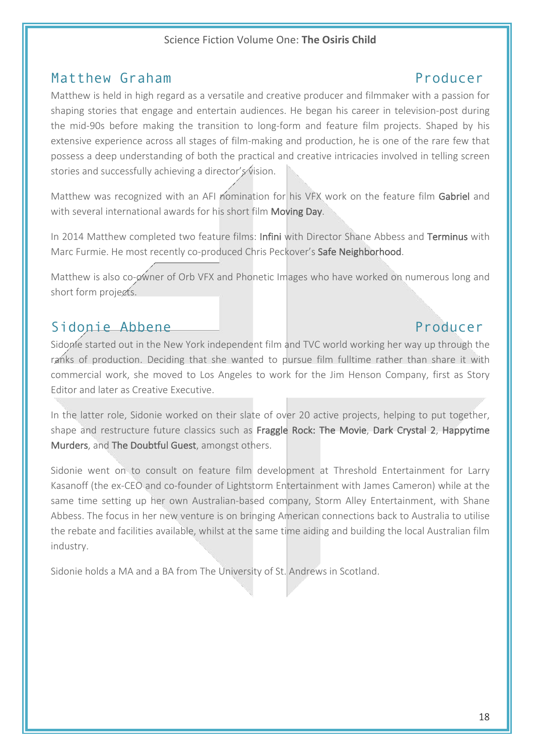## Matthew Graham — Producer

Matthew is held in high regard as a versatile and creative producer and filmmaker with a passion for shaping stories that engage and entertain audiences. He began his career in television-post during the mid-90s before making the transition to long-form and feature film projects. Shaped by his extensive experience across all stages of film-making and production, he is one of the rare few that possess a deep understanding of both the practical and creative intricacies involved in telling screen stories and successfully achieving a director's vision.

Matthew was recognized with an AFI nomination for his VFX work on the feature film **Gabriel** and with several international awards for his short film **Moving Day**.

In 2014 Matthew completed two feature films: **Infini** with Director Shane Abbess and **Terminus** with Marc Furmie. He most recently co-produced Chris Peckover's **Safe Neighborhood**.

Matthew is also co-owner of Orb VFX and Phonetic Images who have worked on numerous long and short form projects.

## Sidonie Abbene — Producer

Sidonie started out in the New York independent film and TVC world working her way up through the ranks of production. Deciding that she wanted to pursue film fulltime rather than share it with commercial work, she moved to Los Angeles to work for the Jim Henson Company, first as Story Editor and later as Creative Executive.

In the latter role, Sidonie worked on their slate of over 20 active projects, helping to put together, shape and restructure future classics such as **Fraggle Rock: The Movie**, **Dark Crystal 2**, **Happytime Murders**, and **The Doubtful Guest**, amongst others.

Sidonie went on to consult on feature film development at Threshold Entertainment for Larry Kasanoff (the ex-CEO and co-founder of Lightstorm Entertainment with James Cameron) while at the same time setting up her own Australian-based company, Storm Alley Entertainment, with Shane Abbess. The focus in her new venture is on bringing American connections back to Australia to utilise the rebate and facilities available, whilst at the same time aiding and building the local Australian film industry.

Sidonie holds a MA and a BA from The University of St. Andrews in Scotland.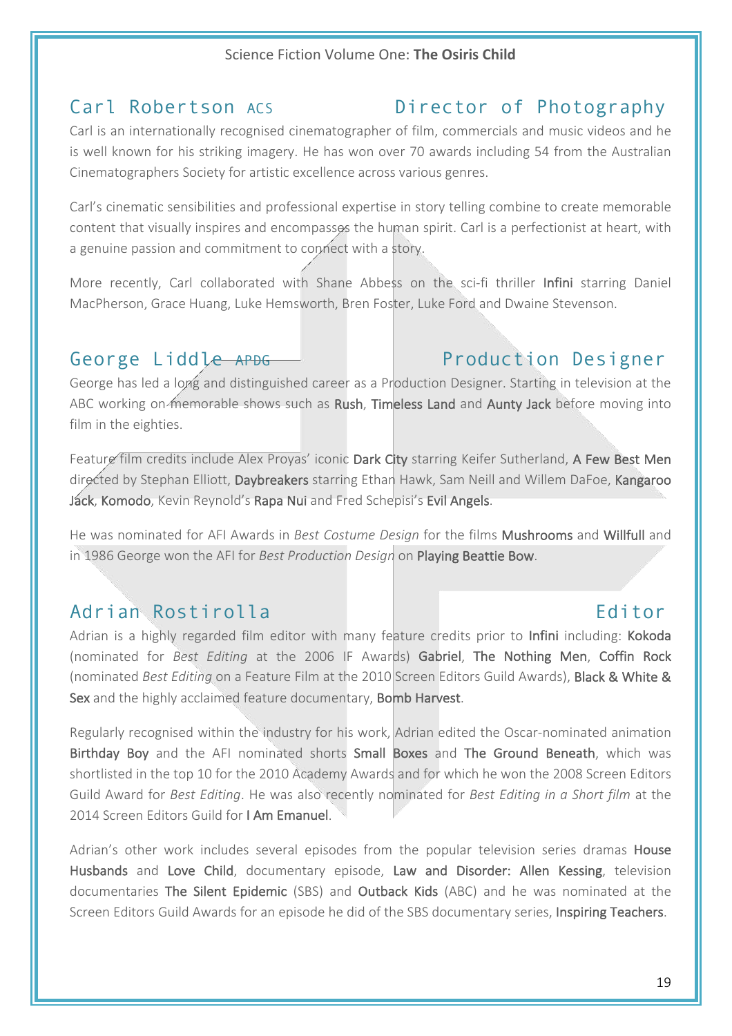## Carl Robertson ACS — Director of Photography

Carl is an internationally recognised cinematographer of film, commercials and music videos and he is well known for his striking imagery. He has won over 70 awards including 54 from the Australian Cinematographers Society for artistic excellence across various genres.

Carl's cinematic sensibilities and professional expertise in story telling combine to create memorable content that visually inspires and encompasses the human spirit. Carl is a perfectionist at heart, with a genuine passion and commitment to connect with a story.

More recently, Carl collaborated with Shane Abbess on the sci-fi thriller **Infini** starring Daniel MacPherson, Grace Huang, Luke Hemsworth, Bren Foster, Luke Ford and Dwaine Stevenson.

## George Liddle APDG — Production Designer

George has led a long and distinguished career as a Production Designer. Starting in television at the ABC working on memorable shows such as **Rush**, **Timeless Land** and **Aunty Jack** before moving into film in the eighties.

Feature film credits include Alex Proyas' iconic **Dark City** starring Keifer Sutherland, **A Few Best Men** directed by Stephan Elliott, **Daybreakers** starring Ethan Hawk, Sam Neill and Willem DaFoe, **Kangaroo Jack**, **Komodo**, Kevin Reynold's **Rapa Nui** and Fred Schepisi's **Evil Angels**.

He was nominated for AFI Awards in *Best Costume Design* for the films **Mushrooms** and **Willfull** and in 1986 George won the AFI for *Best Production Design* on **Playing Beattie Bow**.

## Adrian Rostirolla — Editor

Adrian is a highly regarded film editor with many feature credits prior to **Infini** including: **Kokoda** (nominated for *Best Editing* at the 2006 IF Awards) **Gabriel**, **The Nothing Men**, **Coffin Rock** (nominated *Best Editing* on a Feature Film at the 2010 Screen Editors Guild Awards), **Black & White & Sex** and the highly acclaimed feature documentary, **Bomb Harvest**.

Regularly recognised within the industry for his work, Adrian edited the Oscar-nominated animation **Birthday Boy** and the AFI nominated shorts **Small Boxes** and **The Ground Beneath**, which was shortlisted in the top 10 for the 2010 Academy Awards and for which he won the 2008 Screen Editors Guild Award for *Best Editing*. He was also recently nominated for *Best Editing in a Short film* at the 2014 Screen Editors Guild for **I Am Emanuel**.

Adrian's other work includes several episodes from the popular television series dramas **House Husbands** and **Love Child**, documentary episode, **Law and Disorder: Allen Kessing**, television documentaries **The Silent Epidemic** (SBS) and **Outback Kids** (ABC) and he was nominated at the Screen Editors Guild Awards for an episode he did of the SBS documentary series, **Inspiring Teachers**.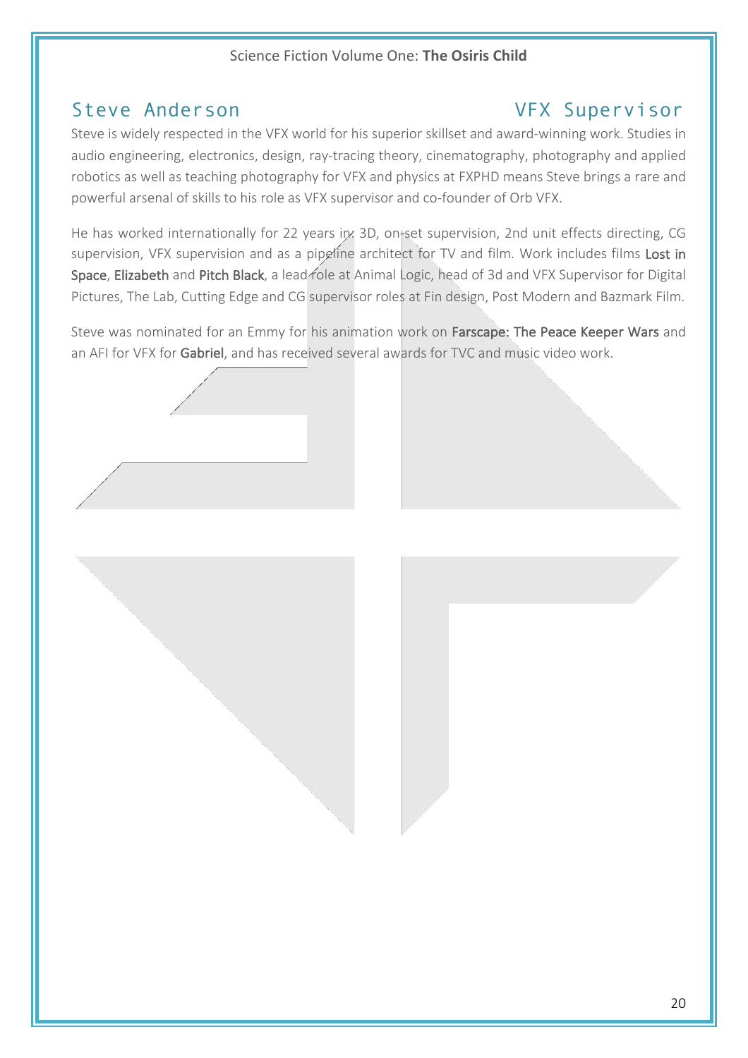## Steve Anderson — VFX Supervisor

Steve is widely respected in the VFX world for his superior skillset and award-winning work. Studies in audio engineering, electronics, design, ray-tracing theory, cinematography, photography and applied robotics as well as teaching photography for VFX and physics at FXPHD means Steve brings a rare and powerful arsenal of skills to his role as VFX supervisor and co-founder of Orb VFX.

He has worked internationally for 22 years in 3D, on-set supervision, 2nd unit effects directing, CG supervision, VFX supervision and as a pipeline architect for TV and film. Work includes films **Lost in Space**, **Elizabeth** and **Pitch Black**, a lead role at Animal Logic, head of 3d and VFX Supervisor for Digital Pictures, The Lab, Cutting Edge and CG supervisor roles at Fin design, Post Modern and Bazmark Film.

Steve was nominated for an Emmy for his animation work on **Farscape: The Peace Keeper Wars** and an AFI for VFX for **Gabriel**, and has received several awards for TVC and music video work.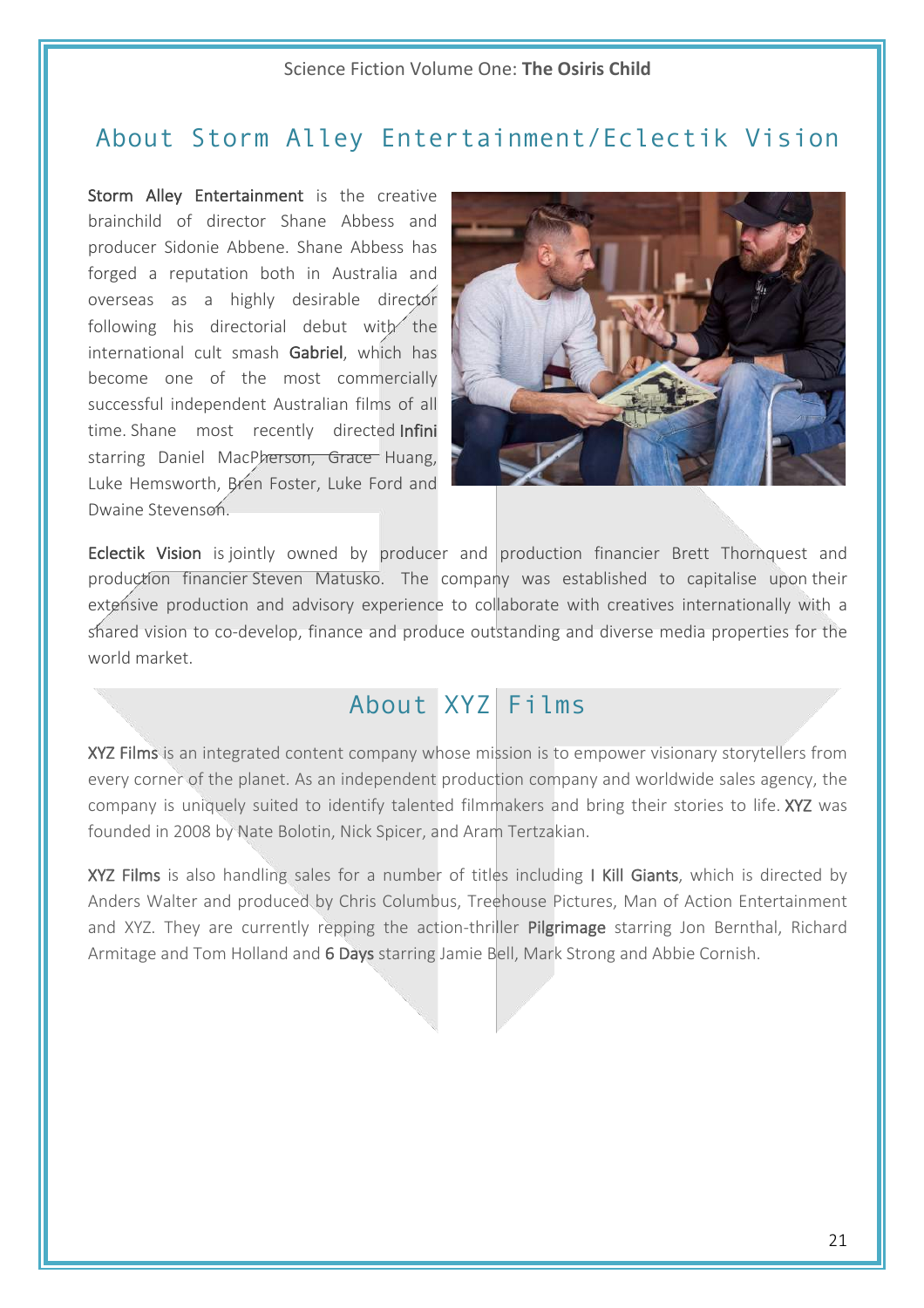## About Storm Alley Entertainment/Eclectik Vision

**Storm Alley Entertainment** is the creative brainchild of director Shane Abbess and producer Sidonie Abbene. Shane Abbess has forged a reputation both in Australia and overseas as a highly desirable director following his directorial debut with the international cult smash **Gabriel**, which has become one of the most commercially successful independent Australian films of all time. Shane most recently directed **Infini** starring Daniel MacPherson, Grace Huang, Luke Hemsworth, Bren Foster, Luke Ford and Dwaine Stevenson.

**Eclectik Vision** is jointly owned by producer and production financier Brett Thornquest and production financier Steven Matusko. The company was established to capitalise upon their extensive production and advisory experience to collaborate with creatives internationally with a shared vision to co-develop, finance and produce outstanding and diverse media properties for the world market.

## About XYZ Films

**XYZ Films** is an integrated content company whose mission is to empower visionary storytellers from every corner of the planet. As an independent production company and worldwide sales agency, the company is uniquely suited to identify talented filmmakers and bring their stories to life. **XYZ** was founded in 2008 by Nate Bolotin, Nick Spicer, and Aram Tertzakian.

**XYZ Films** is also handling sales for a number of titles including **I Kill Giants**, which is directed by Anders Walter and produced by Chris Columbus, Treehouse Pictures, Man of Action Entertainment and XYZ. They are currently repping the action-thriller **Pilgrimage** starring Jon Bernthal, Richard Armitage and Tom Holland and **6 Days** starring Jamie Bell, Mark Strong and Abbie Cornish.